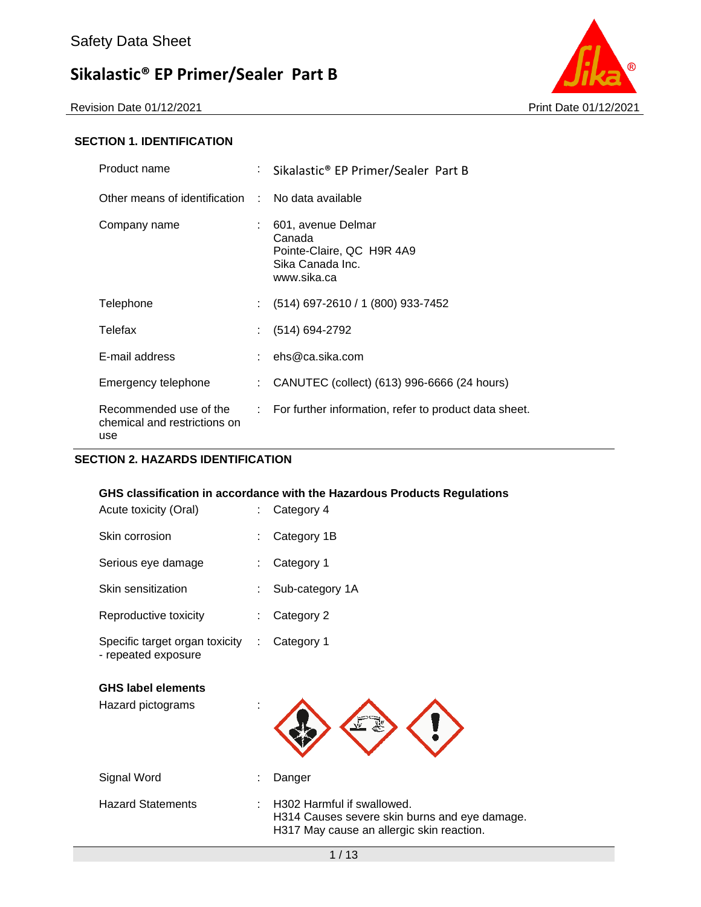# Safety Data Sheet

## Sikalastic® EP Primer/Sealer Part B

Revision Date 01/12/2021 | Print Date 01/12/2021

### SECTION 1. IDENTIFICATION

| | | |
|---|---|---|
| Product name | : | Sikalastic® EP Primer/Sealer Part B |
| Other means of identification | : | No data available |
| Company name | : | 601, avenue Delmar<br>Canada<br>Pointe-Claire, QC H9R 4A9<br>Sika Canada Inc.<br>www.sika.ca |
| Telephone | : | (514) 697-2610 / 1 (800) 933-7452 |
| Telefax | : | (514) 694-2792 |
| E-mail address | : | ehs@ca.sika.com |
| Emergency telephone | : | CANUTEC (collect) (613) 996-6666 (24 hours) |
| Recommended use of the chemical and restrictions on use | : | For further information, refer to product data sheet. |

### SECTION 2. HAZARDS IDENTIFICATION

**GHS classification in accordance with the Hazardous Products Regulations**

| | | |
|---|---|---|
| Acute toxicity (Oral) | : | Category 4 |
| Skin corrosion | : | Category 1B |
| Serious eye damage | : | Category 1 |
| Skin sensitization | : | Sub-category 1A |
| Reproductive toxicity | : | Category 2 |
| Specific target organ toxicity - repeated exposure | : | Category 1 |

**GHS label elements**

| | | |
|---|---|---|
| Hazard pictograms | : | |
| Signal Word | : | Danger |
| Hazard Statements | : | H302 Harmful if swallowed.<br>H314 Causes severe skin burns and eye damage.<br>H317 May cause an allergic skin reaction. |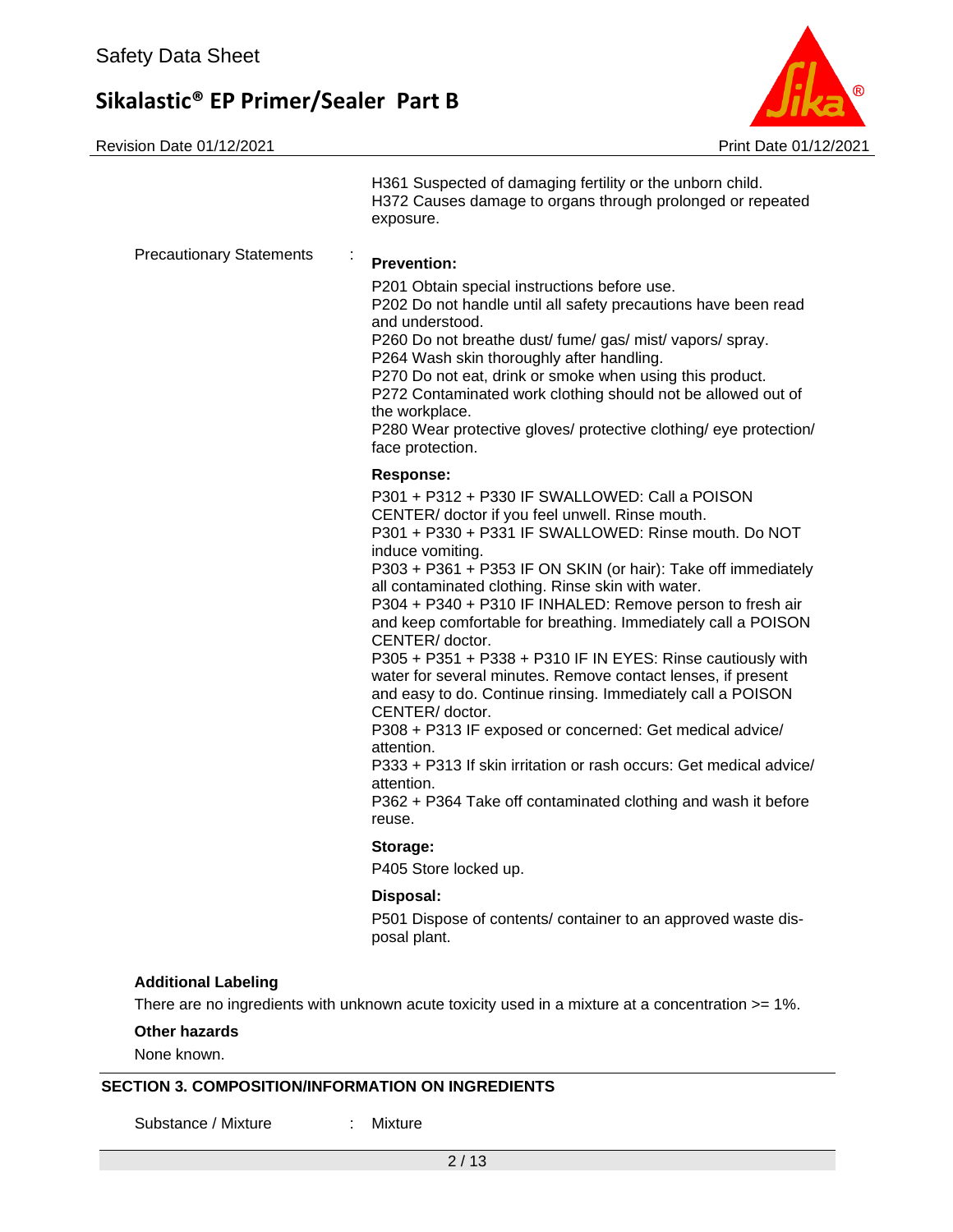H361 Suspected of damaging fertility or the unborn child.
H372 Causes damage to organs through prolonged or repeated exposure.

Precautionary Statements :

**Prevention:**

P201 Obtain special instructions before use.
P202 Do not handle until all safety precautions have been read and understood.
P260 Do not breathe dust/ fume/ gas/ mist/ vapors/ spray.
P264 Wash skin thoroughly after handling.
P270 Do not eat, drink or smoke when using this product.
P272 Contaminated work clothing should not be allowed out of the workplace.
P280 Wear protective gloves/ protective clothing/ eye protection/ face protection.

**Response:**

P301 + P312 + P330 IF SWALLOWED: Call a POISON CENTER/ doctor if you feel unwell. Rinse mouth.
P301 + P330 + P331 IF SWALLOWED: Rinse mouth. Do NOT induce vomiting.
P303 + P361 + P353 IF ON SKIN (or hair): Take off immediately all contaminated clothing. Rinse skin with water.
P304 + P340 + P310 IF INHALED: Remove person to fresh air and keep comfortable for breathing. Immediately call a POISON CENTER/ doctor.
P305 + P351 + P338 + P310 IF IN EYES: Rinse cautiously with water for several minutes. Remove contact lenses, if present and easy to do. Continue rinsing. Immediately call a POISON CENTER/ doctor.
P308 + P313 IF exposed or concerned: Get medical advice/ attention.
P333 + P313 If skin irritation or rash occurs: Get medical advice/ attention.
P362 + P364 Take off contaminated clothing and wash it before reuse.

**Storage:**

P405 Store locked up.

**Disposal:**

P501 Dispose of contents/ container to an approved waste disposal plant.

**Additional Labeling**

There are no ingredients with unknown acute toxicity used in a mixture at a concentration >= 1%.

**Other hazards**

None known.

## SECTION 3. COMPOSITION/INFORMATION ON INGREDIENTS

Substance / Mixture : Mixture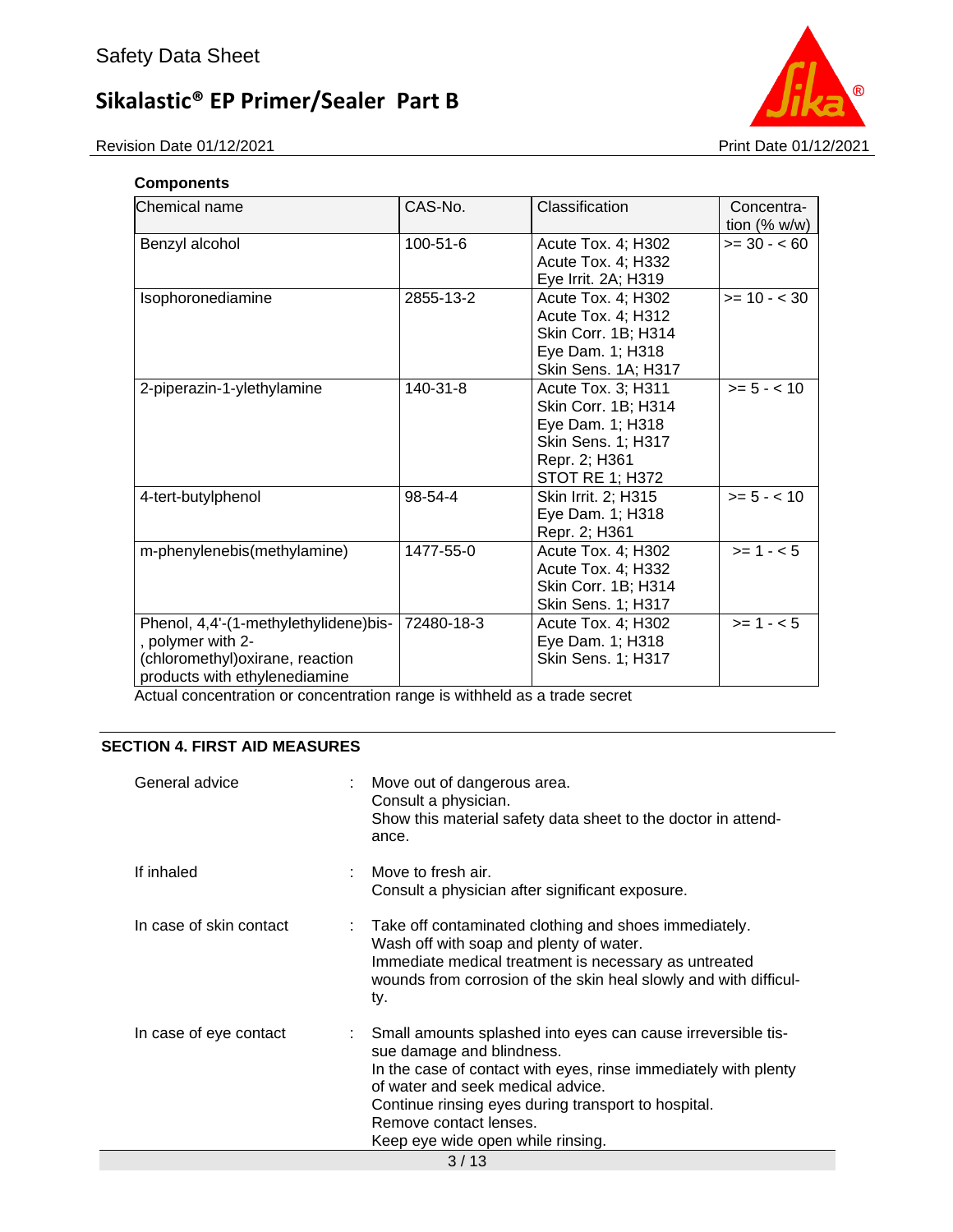**Components**

| Chemical name | CAS-No. | Classification | Concentration (% w/w) |
|---|---|---|---|
| Benzyl alcohol | 100-51-6 | Acute Tox. 4; H302<br>Acute Tox. 4; H332<br>Eye Irrit. 2A; H319 | >= 30 - < 60 |
| Isophoronediamine | 2855-13-2 | Acute Tox. 4; H302<br>Acute Tox. 4; H312<br>Skin Corr. 1B; H314<br>Eye Dam. 1; H318<br>Skin Sens. 1A; H317 | >= 10 - < 30 |
| 2-piperazin-1-ylethylamine | 140-31-8 | Acute Tox. 3; H311<br>Skin Corr. 1B; H314<br>Eye Dam. 1; H318<br>Skin Sens. 1; H317<br>Repr. 2; H361<br>STOT RE 1; H372 | >= 5 - < 10 |
| 4-tert-butylphenol | 98-54-4 | Skin Irrit. 2; H315<br>Eye Dam. 1; H318<br>Repr. 2; H361 | >= 5 - < 10 |
| m-phenylenebis(methylamine) | 1477-55-0 | Acute Tox. 4; H302<br>Acute Tox. 4; H332<br>Skin Corr. 1B; H314<br>Skin Sens. 1; H317 | >= 1 - < 5 |
| Phenol, 4,4'-(1-methylethylidene)bis-, polymer with 2-(chloromethyl)oxirane, reaction products with ethylenediamine | 72480-18-3 | Acute Tox. 4; H302<br>Eye Dam. 1; H318<br>Skin Sens. 1; H317 | >= 1 - < 5 |

Actual concentration or concentration range is withheld as a trade secret

## SECTION 4. FIRST AID MEASURES

General advice : Move out of dangerous area.
Consult a physician.
Show this material safety data sheet to the doctor in attendance.

If inhaled : Move to fresh air.
Consult a physician after significant exposure.

In case of skin contact : Take off contaminated clothing and shoes immediately.
Wash off with soap and plenty of water.
Immediate medical treatment is necessary as untreated wounds from corrosion of the skin heal slowly and with difficulty.

In case of eye contact : Small amounts splashed into eyes can cause irreversible tissue damage and blindness.
In the case of contact with eyes, rinse immediately with plenty of water and seek medical advice.
Continue rinsing eyes during transport to hospital.
Remove contact lenses.
Keep eye wide open while rinsing.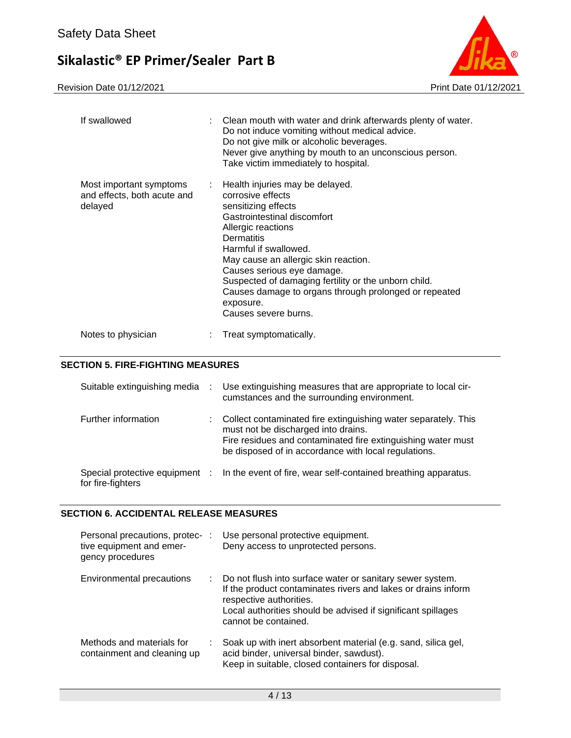| | | |
|---|---|---|
| If swallowed | : | Clean mouth with water and drink afterwards plenty of water.<br>Do not induce vomiting without medical advice.<br>Do not give milk or alcoholic beverages.<br>Never give anything by mouth to an unconscious person.<br>Take victim immediately to hospital. |
| Most important symptoms and effects, both acute and delayed | : | Health injuries may be delayed.<br>corrosive effects<br>sensitizing effects<br>Gastrointestinal discomfort<br>Allergic reactions<br>Dermatitis<br>Harmful if swallowed.<br>May cause an allergic skin reaction.<br>Causes serious eye damage.<br>Suspected of damaging fertility or the unborn child.<br>Causes damage to organs through prolonged or repeated exposure.<br>Causes severe burns. |
| Notes to physician | : | Treat symptomatically. |

## SECTION 5. FIRE-FIGHTING MEASURES

| | | |
|---|---|---|
| Suitable extinguishing media | : | Use extinguishing measures that are appropriate to local circumstances and the surrounding environment. |
| Further information | : | Collect contaminated fire extinguishing water separately. This must not be discharged into drains.<br>Fire residues and contaminated fire extinguishing water must be disposed of in accordance with local regulations. |
| Special protective equipment for fire-fighters | : | In the event of fire, wear self-contained breathing apparatus. |

## SECTION 6. ACCIDENTAL RELEASE MEASURES

| | | |
|---|---|---|
| Personal precautions, protective equipment and emergency procedures | : | Use personal protective equipment.<br>Deny access to unprotected persons. |
| Environmental precautions | : | Do not flush into surface water or sanitary sewer system.<br>If the product contaminates rivers and lakes or drains inform respective authorities.<br>Local authorities should be advised if significant spillages cannot be contained. |
| Methods and materials for containment and cleaning up | : | Soak up with inert absorbent material (e.g. sand, silica gel, acid binder, universal binder, sawdust).<br>Keep in suitable, closed containers for disposal. |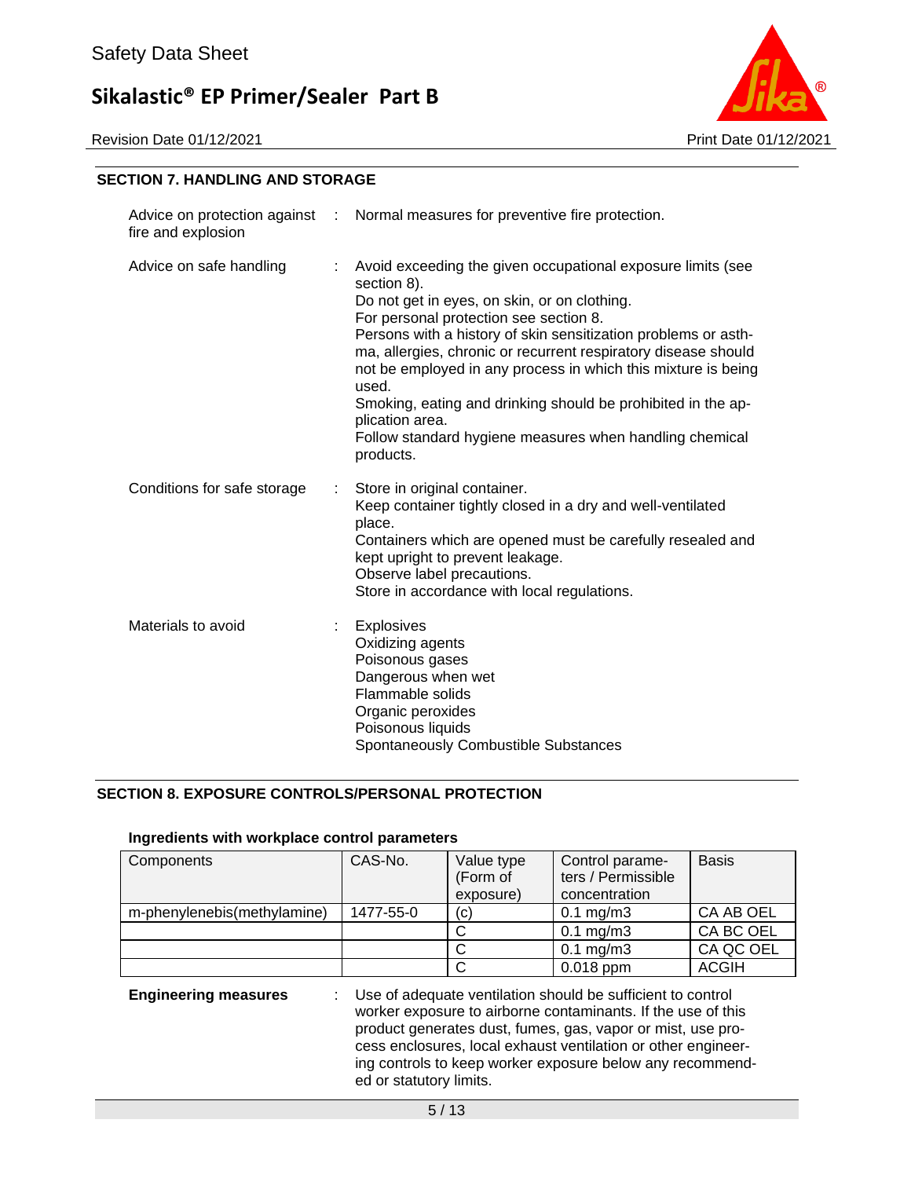## SECTION 7. HANDLING AND STORAGE

Advice on protection against fire and explosion : Normal measures for preventive fire protection.

Advice on safe handling : Avoid exceeding the given occupational exposure limits (see section 8).
Do not get in eyes, on skin, or on clothing.
For personal protection see section 8.
Persons with a history of skin sensitization problems or asthma, allergies, chronic or recurrent respiratory disease should not be employed in any process in which this mixture is being used.
Smoking, eating and drinking should be prohibited in the application area.
Follow standard hygiene measures when handling chemical products.

Conditions for safe storage : Store in original container.
Keep container tightly closed in a dry and well-ventilated place.
Containers which are opened must be carefully resealed and kept upright to prevent leakage.
Observe label precautions.
Store in accordance with local regulations.

Materials to avoid : Explosives
Oxidizing agents
Poisonous gases
Dangerous when wet
Flammable solids
Organic peroxides
Poisonous liquids
Spontaneously Combustible Substances

## SECTION 8. EXPOSURE CONTROLS/PERSONAL PROTECTION

### Ingredients with workplace control parameters

| Components | CAS-No. | Value type (Form of exposure) | Control parameters / Permissible concentration | Basis |
|---|---|---|---|---|
| m-phenylenebis(methylamine) | 1477-55-0 | (c) | 0.1 mg/m3 | CA AB OEL |
| | | C | 0.1 mg/m3 | CA BC OEL |
| | | C | 0.1 mg/m3 | CA QC OEL |
| | | C | 0.018 ppm | ACGIH |

**Engineering measures** : Use of adequate ventilation should be sufficient to control worker exposure to airborne contaminants. If the use of this product generates dust, fumes, gas, vapor or mist, use process enclosures, local exhaust ventilation or other engineering controls to keep worker exposure below any recommended or statutory limits.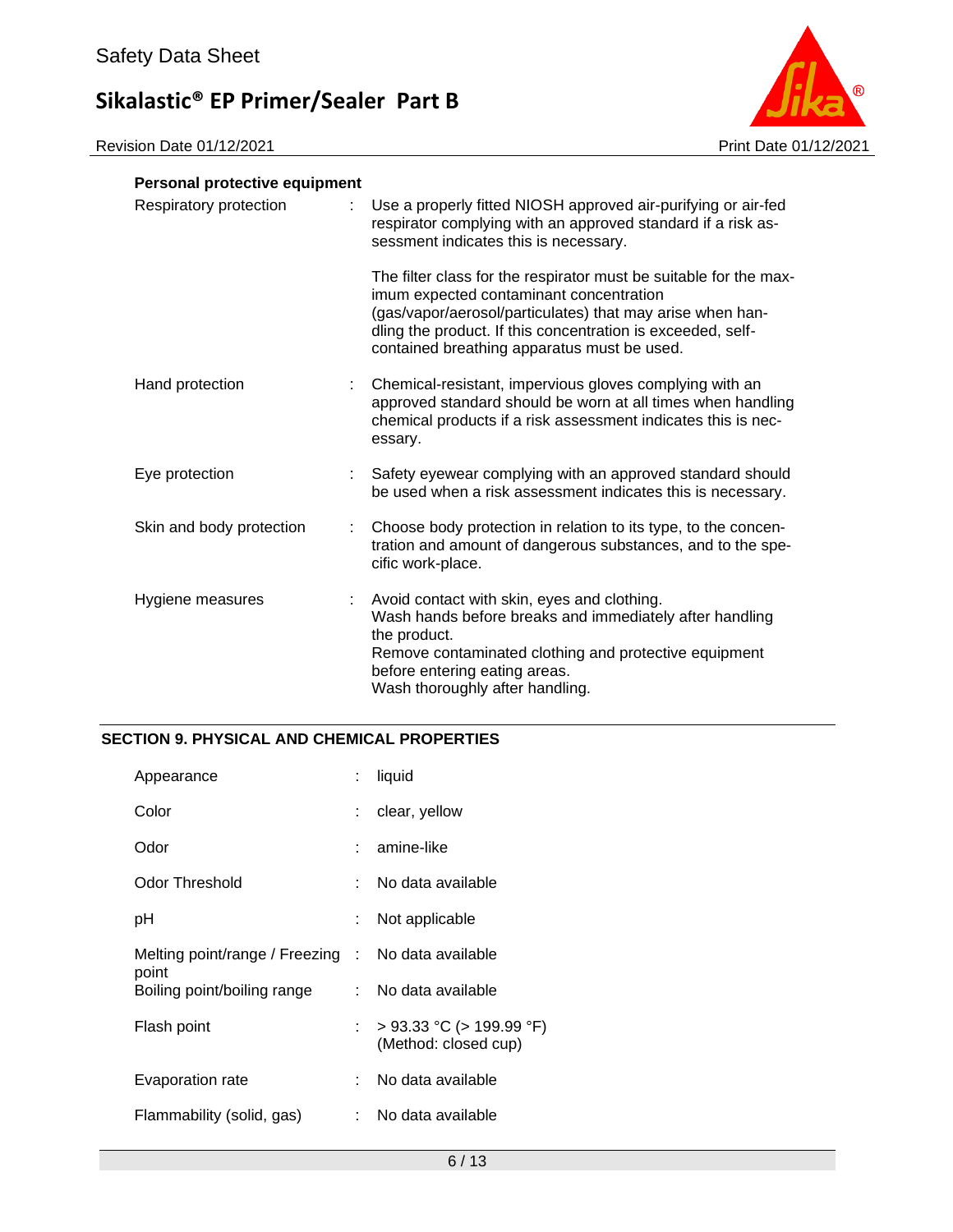**Personal protective equipment**

| | | |
|---|---|---|
| Respiratory protection | : | Use a properly fitted NIOSH approved air-purifying or air-fed respirator complying with an approved standard if a risk assessment indicates this is necessary.<br><br>The filter class for the respirator must be suitable for the maximum expected contaminant concentration (gas/vapor/aerosol/particulates) that may arise when handling the product. If this concentration is exceeded, self-contained breathing apparatus must be used. |
| Hand protection | : | Chemical-resistant, impervious gloves complying with an approved standard should be worn at all times when handling chemical products if a risk assessment indicates this is necessary. |
| Eye protection | : | Safety eyewear complying with an approved standard should be used when a risk assessment indicates this is necessary. |
| Skin and body protection | : | Choose body protection in relation to its type, to the concentration and amount of dangerous substances, and to the specific work-place. |
| Hygiene measures | : | Avoid contact with skin, eyes and clothing.<br>Wash hands before breaks and immediately after handling the product.<br>Remove contaminated clothing and protective equipment before entering eating areas.<br>Wash thoroughly after handling. |

## SECTION 9. PHYSICAL AND CHEMICAL PROPERTIES

| | | |
|---|---|---|
| Appearance | : | liquid |
| Color | : | clear, yellow |
| Odor | : | amine-like |
| Odor Threshold | : | No data available |
| pH | : | Not applicable |
| Melting point/range / Freezing point | : | No data available |
| Boiling point/boiling range | : | No data available |
| Flash point | : | > 93.33 °C (> 199.99 °F)<br>(Method: closed cup) |
| Evaporation rate | : | No data available |
| Flammability (solid, gas) | : | No data available |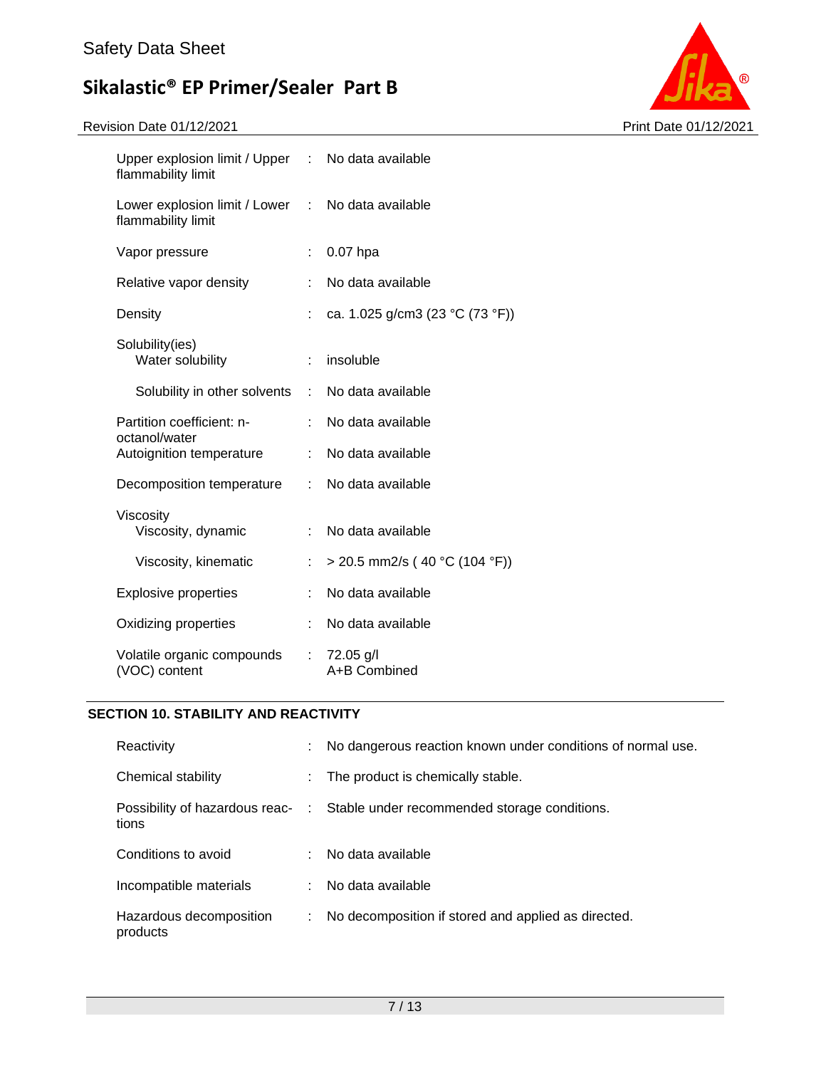| | | |
|---|---|---|
| Upper explosion limit / Upper flammability limit | : | No data available |
| Lower explosion limit / Lower flammability limit | : | No data available |
| Vapor pressure | : | 0.07 hpa |
| Relative vapor density | : | No data available |
| Density | : | ca. 1.025 g/cm3 (23 °C (73 °F)) |
| Solubility(ies)<br>Water solubility | : | insoluble |
| Solubility in other solvents | : | No data available |
| Partition coefficient: n-octanol/water | : | No data available |
| Autoignition temperature | : | No data available |
| Decomposition temperature | : | No data available |
| Viscosity<br>Viscosity, dynamic | : | No data available |
| Viscosity, kinematic | : | > 20.5 mm2/s ( 40 °C (104 °F)) |
| Explosive properties | : | No data available |
| Oxidizing properties | : | No data available |
| Volatile organic compounds (VOC) content | : | 72.05 g/l<br>A+B Combined |

## SECTION 10. STABILITY AND REACTIVITY

| | | |
|---|---|---|
| Reactivity | : | No dangerous reaction known under conditions of normal use. |
| Chemical stability | : | The product is chemically stable. |
| Possibility of hazardous reactions | : | Stable under recommended storage conditions. |
| Conditions to avoid | : | No data available |
| Incompatible materials | : | No data available |
| Hazardous decomposition products | : | No decomposition if stored and applied as directed. |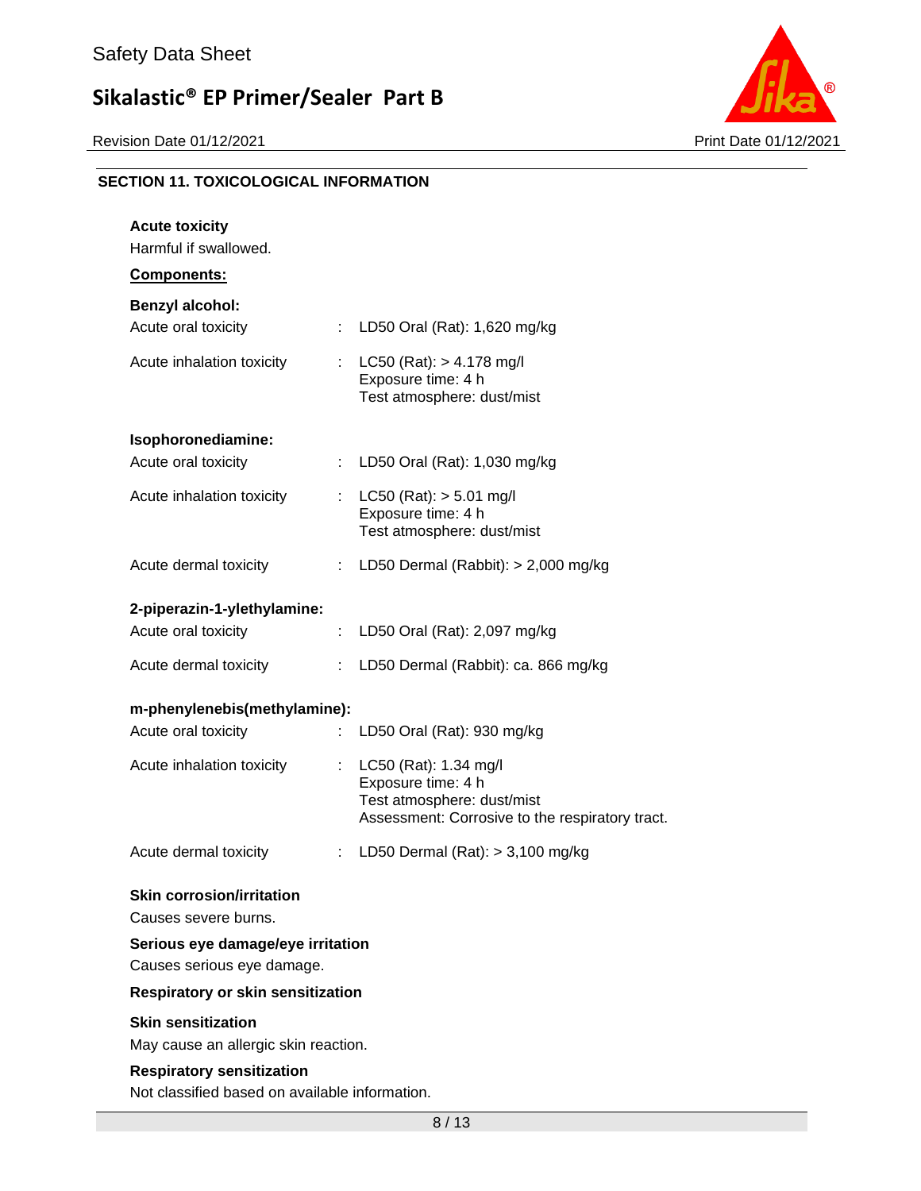## SECTION 11. TOXICOLOGICAL INFORMATION

**Acute toxicity**

Harmful if swallowed.

**Components:**

**Benzyl alcohol:**

| | | |
|---|---|---|
| Acute oral toxicity | : | LD50 Oral (Rat): 1,620 mg/kg |
| Acute inhalation toxicity | : | LC50 (Rat): > 4.178 mg/l<br>Exposure time: 4 h<br>Test atmosphere: dust/mist |

**Isophoronediamine:**

| | | |
|---|---|---|
| Acute oral toxicity | : | LD50 Oral (Rat): 1,030 mg/kg |
| Acute inhalation toxicity | : | LC50 (Rat): > 5.01 mg/l<br>Exposure time: 4 h<br>Test atmosphere: dust/mist |
| Acute dermal toxicity | : | LD50 Dermal (Rabbit): > 2,000 mg/kg |

**2-piperazin-1-ylethylamine:**

| | | |
|---|---|---|
| Acute oral toxicity | : | LD50 Oral (Rat): 2,097 mg/kg |
| Acute dermal toxicity | : | LD50 Dermal (Rabbit): ca. 866 mg/kg |

**m-phenylenebis(methylamine):**

| | | |
|---|---|---|
| Acute oral toxicity | : | LD50 Oral (Rat): 930 mg/kg |
| Acute inhalation toxicity | : | LC50 (Rat): 1.34 mg/l<br>Exposure time: 4 h<br>Test atmosphere: dust/mist<br>Assessment: Corrosive to the respiratory tract. |
| Acute dermal toxicity | : | LD50 Dermal (Rat): > 3,100 mg/kg |

**Skin corrosion/irritation**

Causes severe burns.

**Serious eye damage/eye irritation**

Causes serious eye damage.

**Respiratory or skin sensitization**

**Skin sensitization**

May cause an allergic skin reaction.

**Respiratory sensitization**

Not classified based on available information.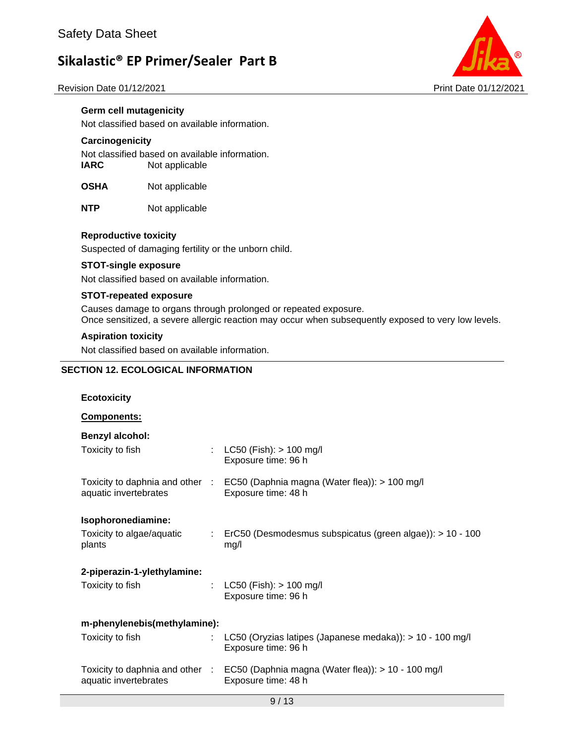**Germ cell mutagenicity**

Not classified based on available information.

**Carcinogenicity**

Not classified based on available information.

| | |
|---|---|
| **IARC** | Not applicable |
| **OSHA** | Not applicable |
| **NTP** | Not applicable |

**Reproductive toxicity**

Suspected of damaging fertility or the unborn child.

**STOT-single exposure**

Not classified based on available information.

**STOT-repeated exposure**

Causes damage to organs through prolonged or repeated exposure.
Once sensitized, a severe allergic reaction may occur when subsequently exposed to very low levels.

**Aspiration toxicity**

Not classified based on available information.

## SECTION 12. ECOLOGICAL INFORMATION

**Ecotoxicity**

**Components:**

**Benzyl alcohol:**

Toxicity to fish : LC50 (Fish): > 100 mg/l
Exposure time: 96 h

Toxicity to daphnia and other aquatic invertebrates : EC50 (Daphnia magna (Water flea)): > 100 mg/l
Exposure time: 48 h

**Isophoronediamine:**

Toxicity to algae/aquatic plants : ErC50 (Desmodesmus subspicatus (green algae)): > 10 - 100 mg/l

**2-piperazin-1-ylethylamine:**

Toxicity to fish : LC50 (Fish): > 100 mg/l
Exposure time: 96 h

**m-phenylenebis(methylamine):**

Toxicity to fish : LC50 (Oryzias latipes (Japanese medaka)): > 10 - 100 mg/l
Exposure time: 96 h

Toxicity to daphnia and other aquatic invertebrates : EC50 (Daphnia magna (Water flea)): > 10 - 100 mg/l
Exposure time: 48 h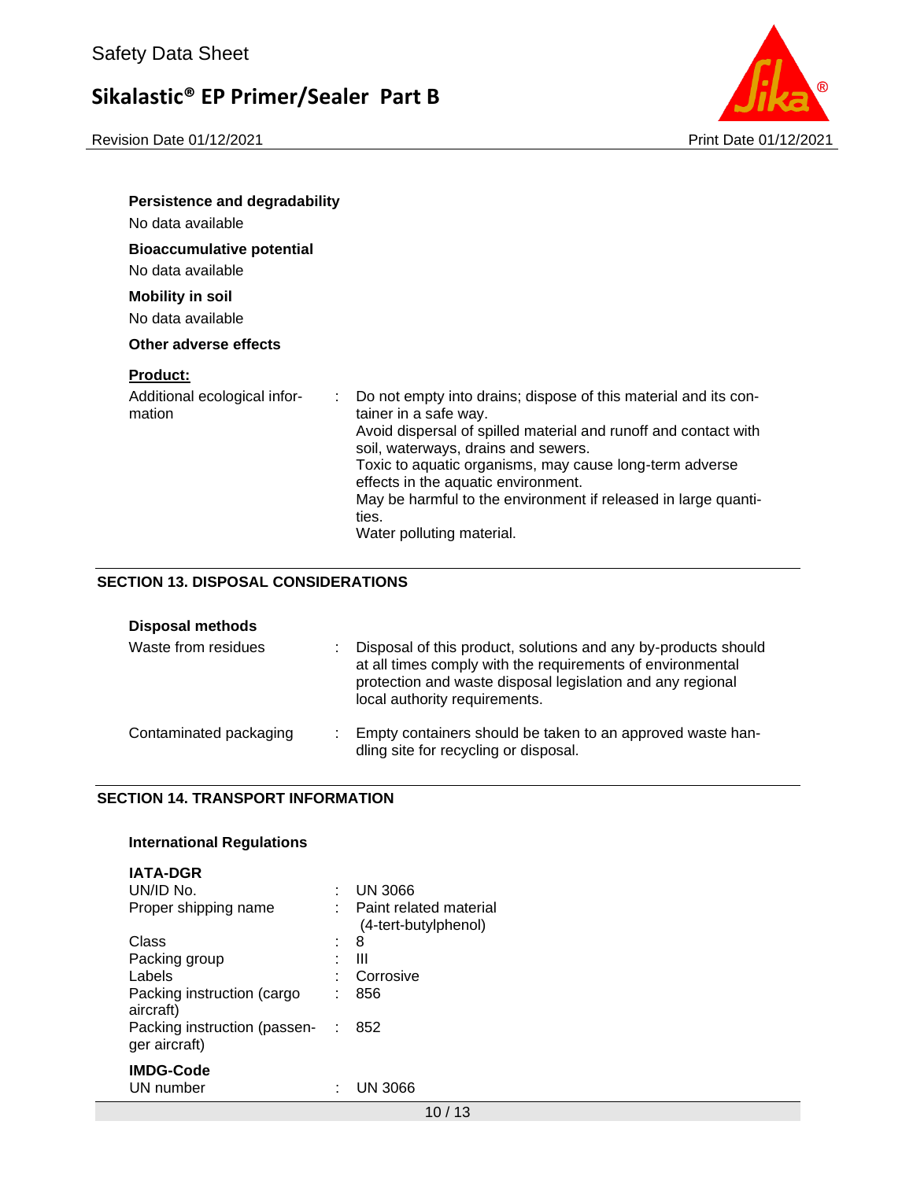**Persistence and degradability**

No data available

**Bioaccumulative potential**

No data available

**Mobility in soil**

No data available

**Other adverse effects**

**Product:**

| | |
|---|---|
| Additional ecological information | : Do not empty into drains; dispose of this material and its container in a safe way.<br>Avoid dispersal of spilled material and runoff and contact with soil, waterways, drains and sewers.<br>Toxic to aquatic organisms, may cause long-term adverse effects in the aquatic environment.<br>May be harmful to the environment if released in large quantities.<br>Water polluting material. |

## SECTION 13. DISPOSAL CONSIDERATIONS

**Disposal methods**

| | |
|---|---|
| Waste from residues | : Disposal of this product, solutions and any by-products should at all times comply with the requirements of environmental protection and waste disposal legislation and any regional local authority requirements. |
| Contaminated packaging | : Empty containers should be taken to an approved waste handling site for recycling or disposal. |

## SECTION 14. TRANSPORT INFORMATION

**International Regulations**

**IATA-DGR**

| | |
|---|---|
| UN/ID No. | : UN 3066 |
| Proper shipping name | : Paint related material (4-tert-butylphenol) |
| Class | : 8 |
| Packing group | : III |
| Labels | : Corrosive |
| Packing instruction (cargo aircraft) | : 856 |
| Packing instruction (passenger aircraft) | : 852 |

**IMDG-Code**

| | |
|---|---|
| UN number | : UN 3066 |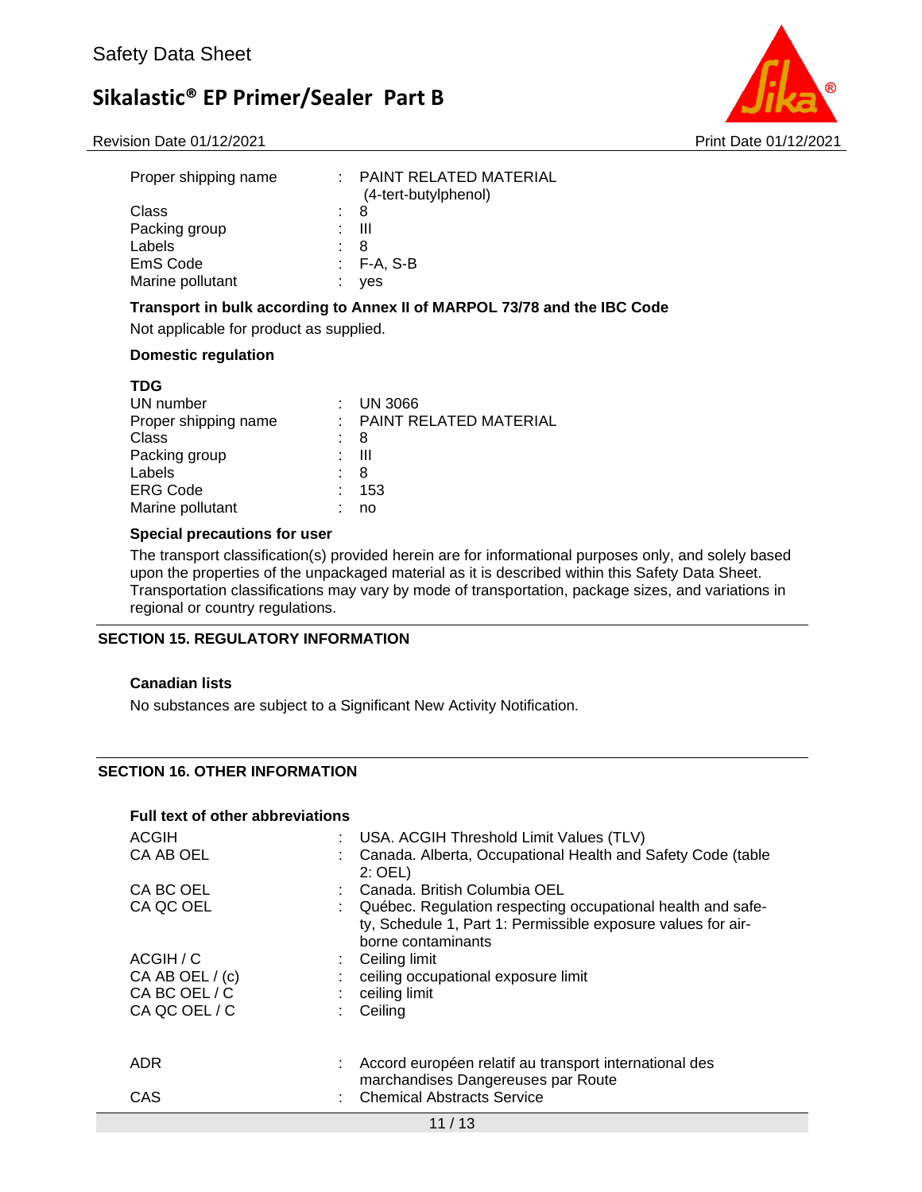| | | |
|---|---|---|
| Proper shipping name | : | PAINT RELATED MATERIAL (4-tert-butylphenol) |
| Class | : | 8 |
| Packing group | : | III |
| Labels | : | 8 |
| EmS Code | : | F-A, S-B |
| Marine pollutant | : | yes |

**Transport in bulk according to Annex II of MARPOL 73/78 and the IBC Code**

Not applicable for product as supplied.

**Domestic regulation**

**TDG**

| | | |
|---|---|---|
| UN number | : | UN 3066 |
| Proper shipping name | : | PAINT RELATED MATERIAL |
| Class | : | 8 |
| Packing group | : | III |
| Labels | : | 8 |
| ERG Code | : | 153 |
| Marine pollutant | : | no |

**Special precautions for user**

The transport classification(s) provided herein are for informational purposes only, and solely based upon the properties of the unpackaged material as it is described within this Safety Data Sheet. Transportation classifications may vary by mode of transportation, package sizes, and variations in regional or country regulations.

## SECTION 15. REGULATORY INFORMATION

**Canadian lists**

No substances are subject to a Significant New Activity Notification.

## SECTION 16. OTHER INFORMATION

**Full text of other abbreviations**

| | | |
|---|---|---|
| ACGIH | : | USA. ACGIH Threshold Limit Values (TLV) |
| CA AB OEL | : | Canada. Alberta, Occupational Health and Safety Code (table 2: OEL) |
| CA BC OEL | : | Canada. British Columbia OEL |
| CA QC OEL | : | Québec. Regulation respecting occupational health and safety, Schedule 1, Part 1: Permissible exposure values for airborne contaminants |
| ACGIH / C | : | Ceiling limit |
| CA AB OEL / (c) | : | ceiling occupational exposure limit |
| CA BC OEL / C | : | ceiling limit |
| CA QC OEL / C | : | Ceiling |
| ADR | : | Accord européen relatif au transport international des marchandises Dangereuses par Route |
| CAS | : | Chemical Abstracts Service |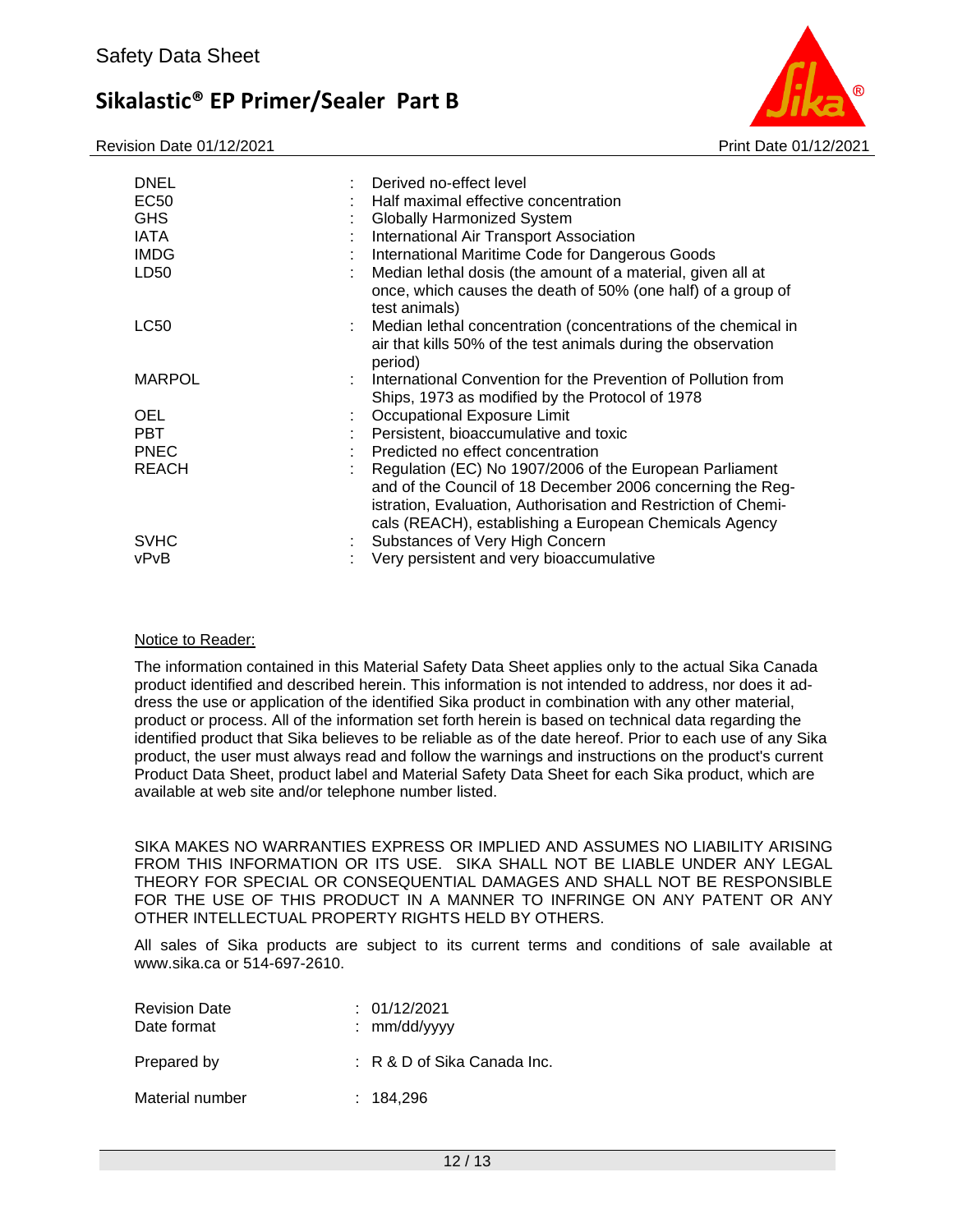| | | |
|---|---|---|
| DNEL | : | Derived no-effect level |
| EC50 | : | Half maximal effective concentration |
| GHS | : | Globally Harmonized System |
| IATA | : | International Air Transport Association |
| IMDG | : | International Maritime Code for Dangerous Goods |
| LD50 | : | Median lethal dosis (the amount of a material, given all at once, which causes the death of 50% (one half) of a group of test animals) |
| LC50 | : | Median lethal concentration (concentrations of the chemical in air that kills 50% of the test animals during the observation period) |
| MARPOL | : | International Convention for the Prevention of Pollution from Ships, 1973 as modified by the Protocol of 1978 |
| OEL | : | Occupational Exposure Limit |
| PBT | : | Persistent, bioaccumulative and toxic |
| PNEC | : | Predicted no effect concentration |
| REACH | : | Regulation (EC) No 1907/2006 of the European Parliament and of the Council of 18 December 2006 concerning the Registration, Evaluation, Authorisation and Restriction of Chemicals (REACH), establishing a European Chemicals Agency |
| SVHC | : | Substances of Very High Concern |
| vPvB | : | Very persistent and very bioaccumulative |

Notice to Reader:

The information contained in this Material Safety Data Sheet applies only to the actual Sika Canada product identified and described herein. This information is not intended to address, nor does it address the use or application of the identified Sika product in combination with any other material, product or process. All of the information set forth herein is based on technical data regarding the identified product that Sika believes to be reliable as of the date hereof. Prior to each use of any Sika product, the user must always read and follow the warnings and instructions on the product's current Product Data Sheet, product label and Material Safety Data Sheet for each Sika product, which are available at web site and/or telephone number listed.

SIKA MAKES NO WARRANTIES EXPRESS OR IMPLIED AND ASSUMES NO LIABILITY ARISING FROM THIS INFORMATION OR ITS USE. SIKA SHALL NOT BE LIABLE UNDER ANY LEGAL THEORY FOR SPECIAL OR CONSEQUENTIAL DAMAGES AND SHALL NOT BE RESPONSIBLE FOR THE USE OF THIS PRODUCT IN A MANNER TO INFRINGE ON ANY PATENT OR ANY OTHER INTELLECTUAL PROPERTY RIGHTS HELD BY OTHERS.

All sales of Sika products are subject to its current terms and conditions of sale available at www.sika.ca or 514-697-2610.

| | | |
|---|---|---|
| Revision Date | : | 01/12/2021 |
| Date format | : | mm/dd/yyyy |
| Prepared by | : | R & D of Sika Canada Inc. |
| Material number | : | 184,296 |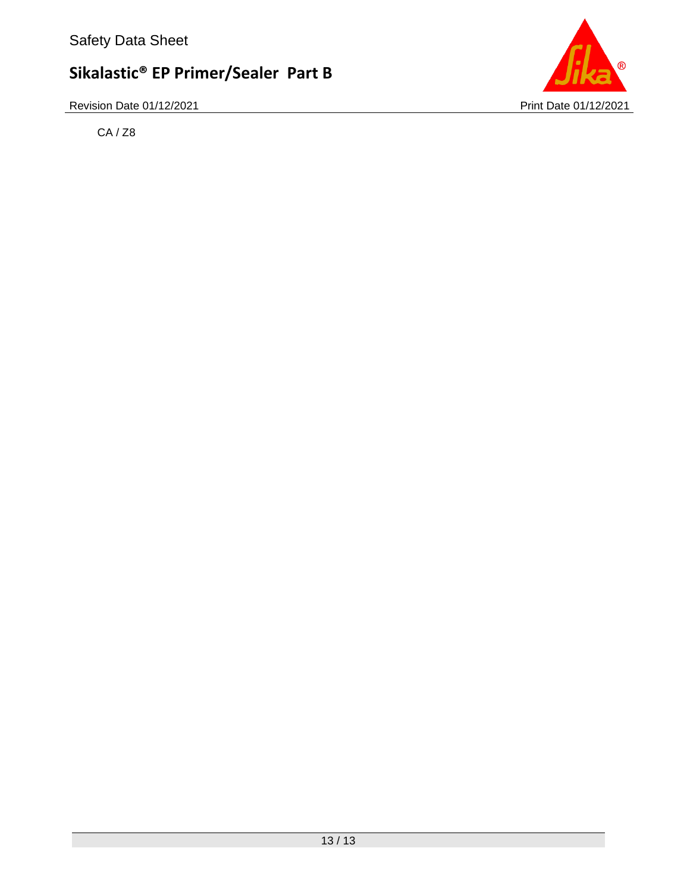CA / Z8